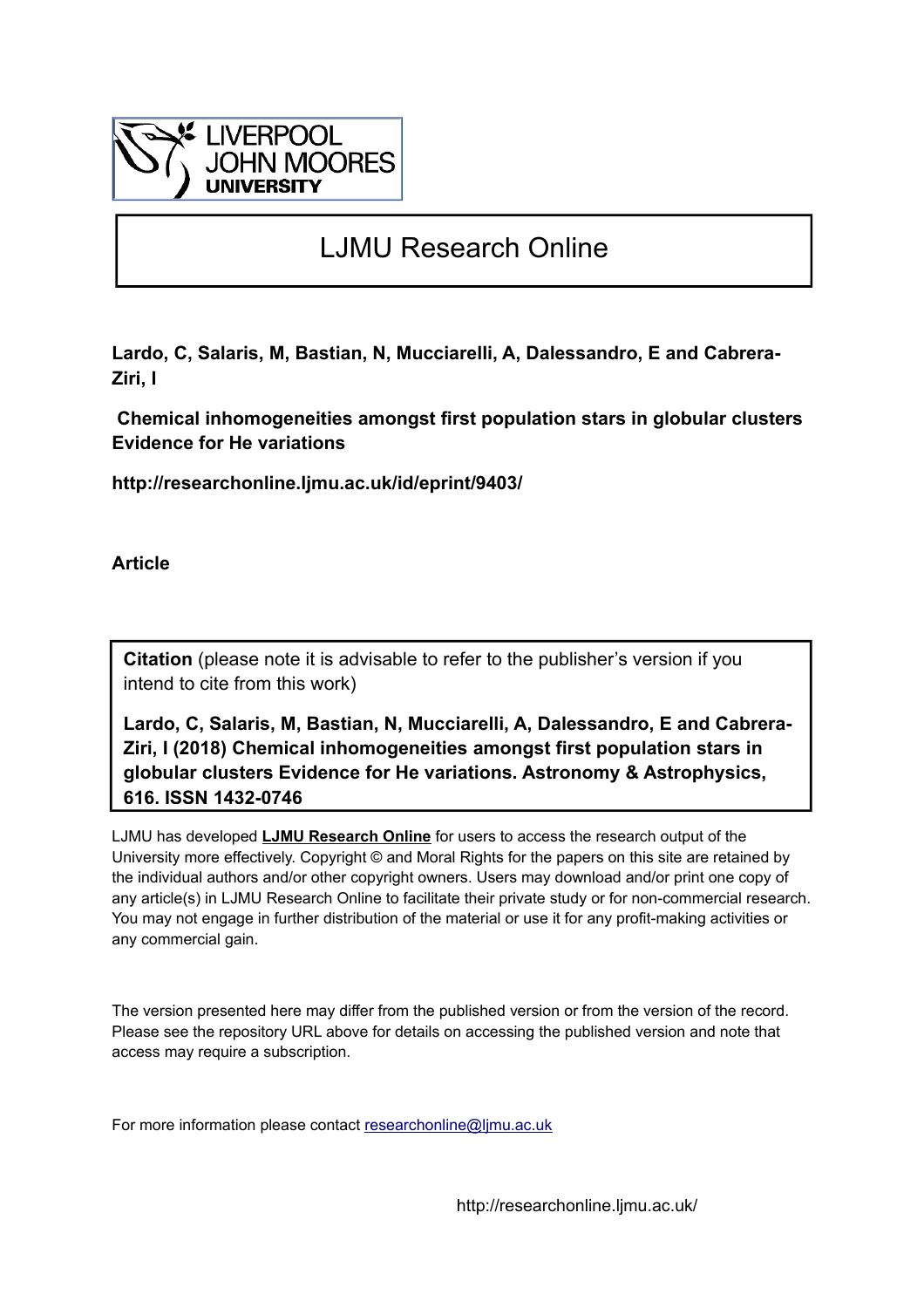LIVERPOOL JOHN MOORES UNIVERSITY

# LJMU Research Online

**Lardo, C, Salaris, M, Bastian, N, Mucciarelli, A, Dalessandro, E and Cabrera-Ziri, I**

**Chemical inhomogeneities amongst first population stars in globular clusters Evidence for He variations**

**http://researchonline.ljmu.ac.uk/id/eprint/9403/**

**Article**

**Citation** (please note it is advisable to refer to the publisher's version if you intend to cite from this work)

**Lardo, C, Salaris, M, Bastian, N, Mucciarelli, A, Dalessandro, E and Cabrera-Ziri, I (2018) Chemical inhomogeneities amongst first population stars in globular clusters Evidence for He variations. Astronomy & Astrophysics, 616. ISSN 1432-0746**

LJMU has developed **LJMU Research Online** for users to access the research output of the University more effectively. Copyright © and Moral Rights for the papers on this site are retained by the individual authors and/or other copyright owners. Users may download and/or print one copy of any article(s) in LJMU Research Online to facilitate their private study or for non-commercial research. You may not engage in further distribution of the material or use it for any profit-making activities or any commercial gain.

The version presented here may differ from the published version or from the version of the record. Please see the repository URL above for details on accessing the published version and note that access may require a subscription.

For more information please contact researchonline@ljmu.ac.uk

http://researchonline.ljmu.ac.uk/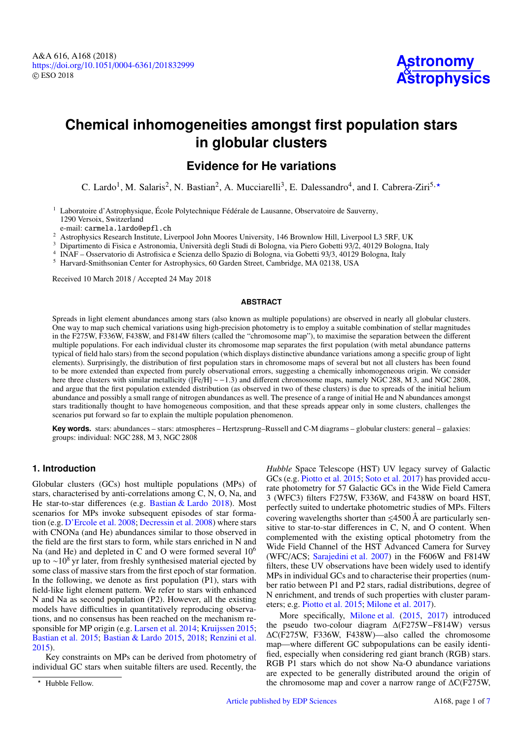# Chemical inhomogeneities amongst first population stars in globular clusters

## Evidence for He variations

C. Lardo[1], M. Salaris[2], N. Bastian[2], A. Mucciarelli[3], E. Dalessandro[4], and I. Cabrera-Ziri[5,⋆]

[1] Laboratoire d'Astrophysique, École Polytechnique Fédérale de Lausanne, Observatoire de Sauverny, 1290 Versoix, Switzerland
e-mail: carmela.lardo@epfl.ch

[2] Astrophysics Research Institute, Liverpool John Moores University, 146 Brownlow Hill, Liverpool L3 5RF, UK

[3] Dipartimento di Fisica e Astronomia, Università degli Studi di Bologna, via Piero Gobetti 93/2, 40129 Bologna, Italy

[4] INAF – Osservatorio di Astrofisica e Scienza dello Spazio di Bologna, via Gobetti 93/3, 40129 Bologna, Italy

[5] Harvard-Smithsonian Center for Astrophysics, 60 Garden Street, Cambridge, MA 02138, USA

Received 10 March 2018 / Accepted 24 May 2018

### ABSTRACT

Spreads in light element abundances among stars (also known as multiple populations) are observed in nearly all globular clusters. One way to map such chemical variations using high-precision photometry is to employ a suitable combination of stellar magnitudes in the F275W, F336W, F438W, and F814W filters (called the "chromosome map"), to maximise the separation between the different multiple populations. For each individual cluster its chromosome map separates the first population (with metal abundance patterns typical of field halo stars) from the second population (which displays distinctive abundance variations among a specific group of light elements). Surprisingly, the distribution of first population stars in chromosome maps of several but not all clusters has been found to be more extended than expected from purely observational errors, suggesting a chemically inhomogeneous origin. We consider here three clusters with similar metallicity ([Fe/H] ∼ −1.3) and different chromosome maps, namely NGC 288, M 3, and NGC 2808, and argue that the first population extended distribution (as observed in two of these clusters) is due to spreads of the initial helium abundance and possibly a small range of nitrogen abundances as well. The presence of a range of initial He and N abundances amongst stars traditionally thought to have homogeneous composition, and that these spreads appear only in some clusters, challenges the scenarios put forward so far to explain the multiple population phenomenon.

**Key words.** stars: abundances – stars: atmospheres – Hertzsprung–Russell and C-M diagrams – globular clusters: general – galaxies: groups: individual: NGC 288, M 3, NGC 2808

## 1. Introduction

Globular clusters (GCs) host multiple populations (MPs) of stars, characterised by anti-correlations among C, N, O, Na, and He star-to-star differences (e.g. Bastian & Lardo 2018). Most scenarios for MPs invoke subsequent episodes of star formation (e.g. D'Ercole et al. 2008; Decressin et al. 2008) where stars with CNONa (and He) abundances similar to those observed in the field are the first stars to form, while stars enriched in N and Na (and He) and depleted in C and O were formed several $10^6$ up to $\sim 10^8$ yr later, from freshly synthesised material ejected by some class of massive stars from the first epoch of star formation. In the following, we denote as first population (P1), stars with field-like light element pattern. We refer to stars with enhanced N and Na as second population (P2). However, all the existing models have difficulties in quantitatively reproducing observations, and no consensus has been reached on the mechanism responsible for MP origin (e.g. Larsen et al. 2014; Kruijssen 2015; Bastian et al. 2015; Bastian & Lardo 2015, 2018; Renzini et al. 2015).

Key constraints on MPs can be derived from photometry of individual GC stars when suitable filters are used. Recently, the *Hubble* Space Telescope (HST) UV legacy survey of Galactic GCs (e.g. Piotto et al. 2015; Soto et al. 2017) has provided accurate photometry for 57 Galactic GCs in the Wide Field Camera 3 (WFC3) filters F275W, F336W, and F438W on board HST, perfectly suited to undertake photometric studies of MPs. Filters covering wavelengths shorter than ≲4500 Å are particularly sensitive to star-to-star differences in C, N, and O content. When complemented with the existing optical photometry from the Wide Field Channel of the HST Advanced Camera for Survey (WFC/ACS; Sarajedini et al. 2007) in the F606W and F814W filters, these UV observations have been widely used to identify MPs in individual GCs and to characterise their properties (number ratio between P1 and P2 stars, radial distributions, degree of N enrichment, and trends of such properties with cluster parameters; e.g. Piotto et al. 2015; Milone et al. 2017).

More specifically, Milone et al. (2015, 2017) introduced the pseudo two-colour diagram Δ(F275W−F814W) versus ΔC(F275W, F336W, F438W)—also called the chromosome map—where different GC subpopulations can be easily identified, especially when considering red giant branch (RGB) stars. RGB P1 stars which do not show Na-O abundance variations are expected to be generally distributed around the origin of the chromosome map and cover a narrow range of ΔC(F275W,

⋆ Hubble Fellow.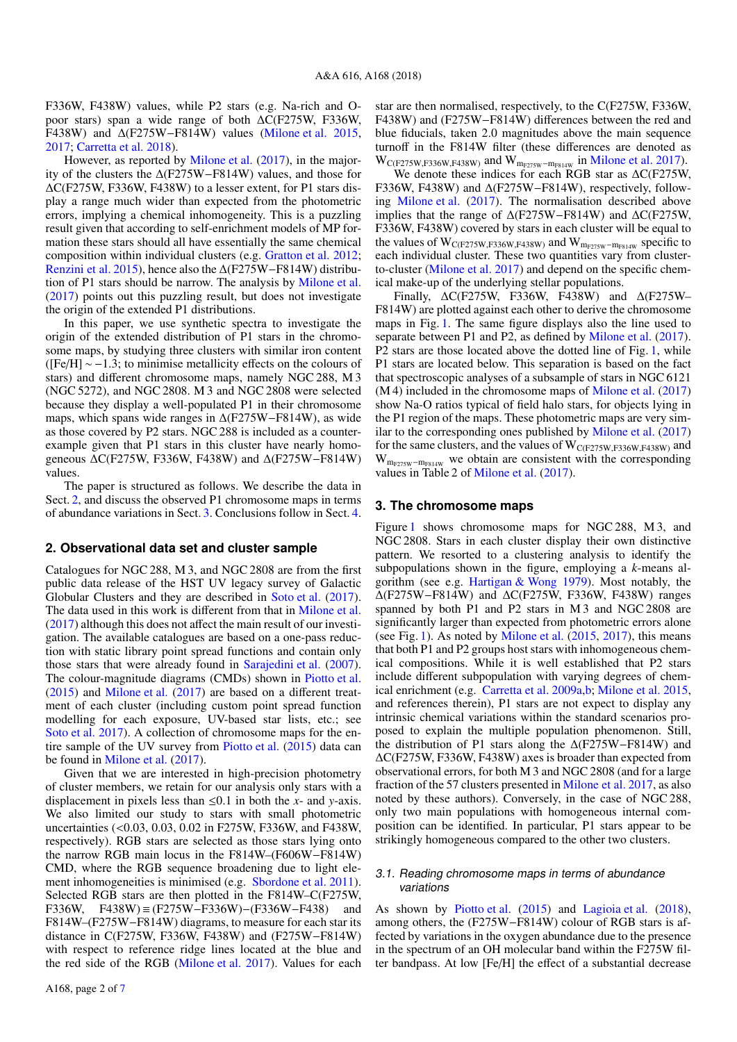F336W, F438W) values, while P2 stars (e.g. Na-rich and O-poor stars) span a wide range of both ΔC(F275W, F336W, F438W) and Δ(F275W−F814W) values (Milone et al. 2015, 2017; Carretta et al. 2018).

However, as reported by Milone et al. (2017), in the majority of the clusters the Δ(F275W−F814W) values, and those for ΔC(F275W, F336W, F438W) to a lesser extent, for P1 stars display a range much wider than expected from the photometric errors, implying a chemical inhomogeneity. This is a puzzling result given that according to self-enrichment models of MP formation these stars should all have essentially the same chemical composition within individual clusters (e.g. Gratton et al. 2012; Renzini et al. 2015), hence also the Δ(F275W−F814W) distribution of P1 stars should be narrow. The analysis by Milone et al. (2017) points out this puzzling result, but does not investigate the origin of the extended P1 distributions.

In this paper, we use synthetic spectra to investigate the origin of the extended distribution of P1 stars in the chromosome maps, by studying three clusters with similar iron content ([Fe/H] ∼ −1.3; to minimise metallicity effects on the colours of stars) and different chromosome maps, namely NGC 288, M 3 (NGC 5272), and NGC 2808. M 3 and NGC 2808 were selected because they display a well-populated P1 in their chromosome maps, which spans wide ranges in Δ(F275W−F814W), as wide as those covered by P2 stars. NGC 288 is included as a counter-example given that P1 stars in this cluster have nearly homogeneous ΔC(F275W, F336W, F438W) and Δ(F275W−F814W) values.

The paper is structured as follows. We describe the data in Sect. 2, and discuss the observed P1 chromosome maps in terms of abundance variations in Sect. 3. Conclusions follow in Sect. 4.

## 2. Observational data set and cluster sample

Catalogues for NGC 288, M 3, and NGC 2808 are from the first public data release of the HST UV legacy survey of Galactic Globular Clusters and they are described in Soto et al. (2017). The data used in this work is different from that in Milone et al. (2017) although this does not affect the main result of our investigation. The available catalogues are based on a one-pass reduction with static library point spread functions and contain only those stars that were already found in Sarajedini et al. (2007). The colour-magnitude diagrams (CMDs) shown in Piotto et al. (2015) and Milone et al. (2017) are based on a different treatment of each cluster (including custom point spread function modelling for each exposure, UV-based star lists, etc.; see Soto et al. 2017). A collection of chromosome maps for the entire sample of the UV survey from Piotto et al. (2015) data can be found in Milone et al. (2017).

Given that we are interested in high-precision photometry of cluster members, we retain for our analysis only stars with a displacement in pixels less than ≤0.1 in both the *x*- and *y*-axis. We also limited our study to stars with small photometric uncertainties (<0.03, 0.03, 0.02 in F275W, F336W, and F438W, respectively). RGB stars are selected as those stars lying onto the narrow RGB main locus in the F814W–(F606W−F814W) CMD, where the RGB sequence broadening due to light element inhomogeneities is minimised (e.g. Sbordone et al. 2011). Selected RGB stars are then plotted in the F814W–C(F275W, F336W, F438W) ≡ (F275W−F336W)−(F336W−F438) and F814W–(F275W−F814W) diagrams, to measure for each star its distance in C(F275W, F336W, F438W) and (F275W−F814W) with respect to reference ridge lines located at the blue and the red side of the RGB (Milone et al. 2017). Values for each star are then normalised, respectively, to the C(F275W, F336W, F438W) and (F275W−F814W) differences between the red and blue fiducials, taken 2.0 magnitudes above the main sequence turnoff in the F814W filter (these differences are denoted as $W_{C(F275W,F336W,F438W)}$ and $W_{m_{F275W}-m_{F814W}}$ in Milone et al. 2017).

We denote these indices for each RGB star as ΔC(F275W, F336W, F438W) and Δ(F275W−F814W), respectively, following Milone et al. (2017). The normalisation described above implies that the range of Δ(F275W−F814W) and ΔC(F275W, F336W, F438W) covered by stars in each cluster will be equal to the values of $W_{C(F275W,F336W,F438W)}$ and $W_{m_{F275W}-m_{F814W}}$ specific to each individual cluster. These two quantities vary from cluster-to-cluster (Milone et al. 2017) and depend on the specific chemical make-up of the underlying stellar populations.

Finally, ΔC(F275W, F336W, F438W) and Δ(F275W–F814W) are plotted against each other to derive the chromosome maps in Fig. 1. The same figure displays also the line used to separate between P1 and P2, as defined by Milone et al. (2017). P2 stars are those located above the dotted line of Fig. 1, while P1 stars are located below. This separation is based on the fact that spectroscopic analyses of a subsample of stars in NGC 6121 (M 4) included in the chromosome maps of Milone et al. (2017) show Na-O ratios typical of field halo stars, for objects lying in the P1 region of the maps. These photometric maps are very similar to the corresponding ones published by Milone et al. (2017) for the same clusters, and the values of $W_{C(F275W,F336W,F438W)}$ and $W_{m_{F275W}-m_{F814W}}$ we obtain are consistent with the corresponding values in Table 2 of Milone et al. (2017).

## 3. The chromosome maps

Figure 1 shows chromosome maps for NGC 288, M 3, and NGC 2808. Stars in each cluster display their own distinctive pattern. We resorted to a clustering analysis to identify the subpopulations shown in the figure, employing a *k*-means algorithm (see e.g. Hartigan & Wong 1979). Most notably, the Δ(F275W−F814W) and ΔC(F275W, F336W, F438W) ranges spanned by both P1 and P2 stars in M 3 and NGC 2808 are significantly larger than expected from photometric errors alone (see Fig. 1). As noted by Milone et al. (2015, 2017), this means that both P1 and P2 groups host stars with inhomogeneous chemical compositions. While it is well established that P2 stars include different subpopulation with varying degrees of chemical enrichment (e.g. Carretta et al. 2009a,b; Milone et al. 2015, and references therein), P1 stars are not expect to display any intrinsic chemical variations within the standard scenarios proposed to explain the multiple population phenomenon. Still, the distribution of P1 stars along the Δ(F275W−F814W) and ΔC(F275W, F336W, F438W) axes is broader than expected from observational errors, for both M 3 and NGC 2808 (and for a large fraction of the 57 clusters presented in Milone et al. 2017, as also noted by these authors). Conversely, in the case of NGC 288, only two main populations with homogeneous internal composition can be identified. In particular, P1 stars appear to be strikingly homogeneous compared to the other two clusters.

### 3.1. Reading chromosome maps in terms of abundance variations

As shown by Piotto et al. (2015) and Lagioia et al. (2018), among others, the (F275W−F814W) colour of RGB stars is affected by variations in the oxygen abundance due to the presence in the spectrum of an OH molecular band within the F275W filter bandpass. At low [Fe/H] the effect of a substantial decrease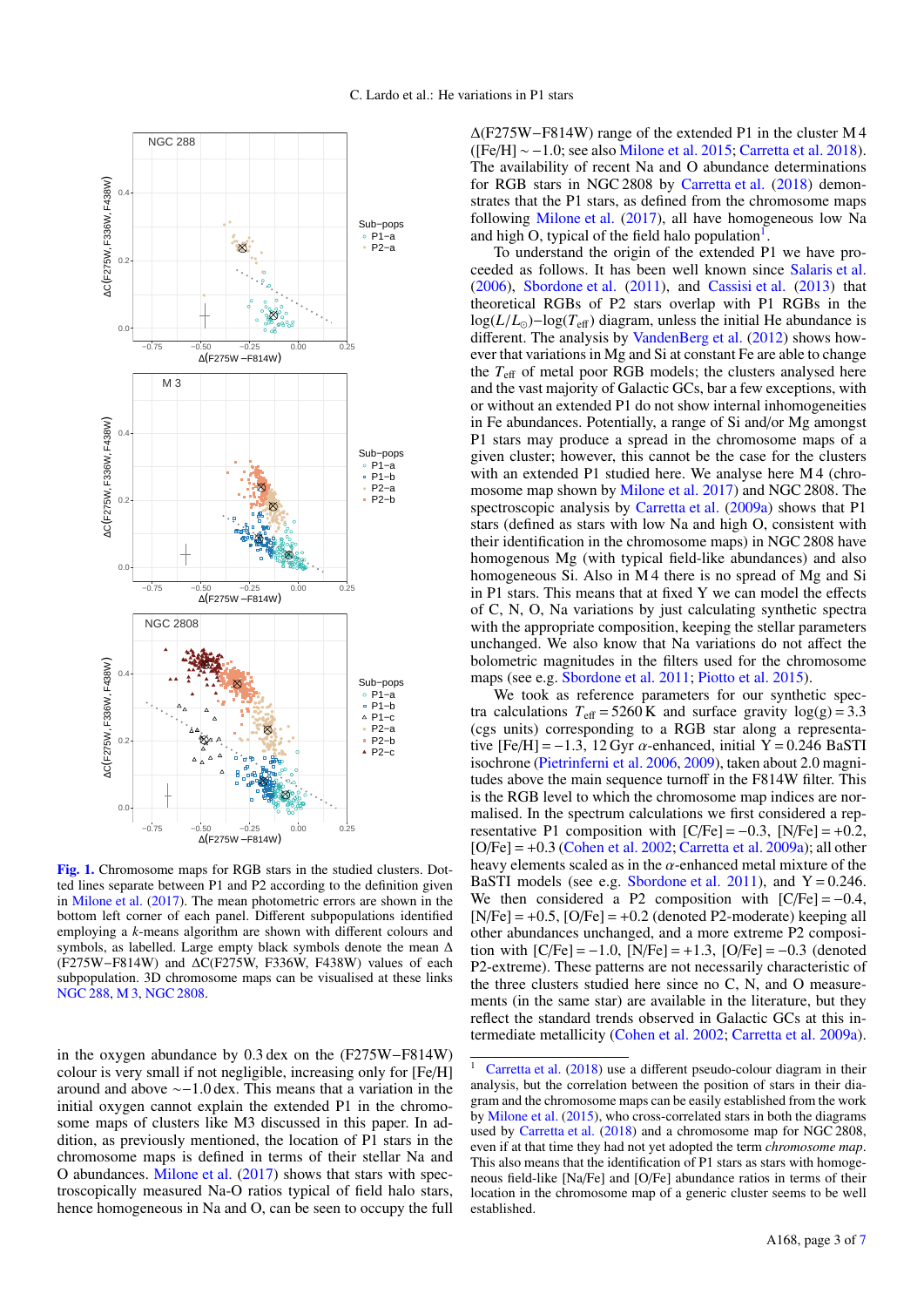**Fig. 1.** Chromosome maps for RGB stars in the studied clusters. Dotted lines separate between P1 and P2 according to the definition given in Milone et al. (2017). The mean photometric errors are shown in the bottom left corner of each panel. Different subpopulations identified employing a *k*-means algorithm are shown with different colours and symbols, as labelled. Large empty black symbols denote the mean $\Delta$ (F275W−F814W) and $\Delta$C(F275W, F336W, F438W) values of each subpopulation. 3D chromosome maps can be visualised at these links NGC 288, M 3, NGC 2808.

in the oxygen abundance by 0.3 dex on the (F275W−F814W) colour is very small if not negligible, increasing only for [Fe/H] around and above ∼−1.0 dex. This means that a variation in the initial oxygen cannot explain the extended P1 in the chromosome maps of clusters like M3 discussed in this paper. In addition, as previously mentioned, the location of P1 stars in the chromosome maps is defined in terms of their stellar Na and O abundances. Milone et al. (2017) shows that stars with spectroscopically measured Na-O ratios typical of field halo stars, hence homogeneous in Na and O, can be seen to occupy the full $\Delta$(F275W−F814W) range of the extended P1 in the cluster M 4 ([Fe/H] ∼ −1.0; see also Milone et al. 2015; Carretta et al. 2018). The availability of recent Na and O abundance determinations for RGB stars in NGC 2808 by Carretta et al. (2018) demonstrates that the P1 stars, as defined from the chromosome maps following Milone et al. (2017), all have homogeneous low Na and high O, typical of the field halo population[1].

To understand the origin of the extended P1 we have proceeded as follows. It has been well known since Salaris et al. (2006), Sbordone et al. (2011), and Cassisi et al. (2013) that theoretical RGBs of P2 stars overlap with P1 RGBs in the $\log(L/L_{\odot})$−$\log(T_{\rm eff})$ diagram, unless the initial He abundance is different. The analysis by VandenBerg et al. (2012) shows however that variations in Mg and Si at constant Fe are able to change the $T_{\rm eff}$ of metal poor RGB models; the clusters analysed here and the vast majority of Galactic GCs, bar a few exceptions, with or without an extended P1 do not show internal inhomogeneities in Fe abundances. Potentially, a range of Si and/or Mg amongst P1 stars may produce a spread in the chromosome maps of a given cluster; however, this cannot be the case for the clusters with an extended P1 studied here. We analyse here M 4 (chromosome map shown by Milone et al. 2017) and NGC 2808. The spectroscopic analysis by Carretta et al. (2009a) shows that P1 stars (defined as stars with low Na and high O, consistent with their identification in the chromosome maps) in NGC 2808 have homogeneous Mg (with typical field-like abundances) and also homogeneous Si. Also in M 4 there is no spread of Mg and Si in P1 stars. This means that at fixed Y we can model the effects of C, N, O, Na variations by just calculating synthetic spectra with the appropriate composition, keeping the stellar parameters unchanged. We also know that Na variations do not affect the bolometric magnitudes in the filters used for the chromosome maps (see e.g. Sbordone et al. 2011; Piotto et al. 2015).

We took as reference parameters for our synthetic spectra calculations $T_{\rm eff}$ = 5260 K and surface gravity $\log(g)$ = 3.3 (cgs units) corresponding to a RGB star along a representative [Fe/H] = −1.3, 12 Gyr $\alpha$-enhanced, initial Y = 0.246 BaSTI isochrone (Pietrinferni et al. 2006, 2009), taken about 2.0 magnitudes above the main sequence turnoff in the F814W filter. This is the RGB level to which the chromosome map indices are normalised. In the spectrum calculations we first considered a representative P1 composition with [C/Fe] = −0.3, [N/Fe] = +0.2, [O/Fe] = +0.3 (Cohen et al. 2002; Carretta et al. 2009a); all other heavy elements scaled as in the $\alpha$-enhanced metal mixture of the BaSTI models (see e.g. Sbordone et al. 2011), and Y = 0.246. We then considered a P2 composition with [C/Fe] = −0.4, [N/Fe] = +0.5, [O/Fe] = +0.2 (denoted P2-moderate) keeping all other abundances unchanged, and a more extreme P2 composition with [C/Fe] = −1.0, [N/Fe] = +1.3, [O/Fe] = −0.3 (denoted P2-extreme). These patterns are not necessarily characteristic of the three clusters studied here since no C, N, and O measurements (in the same star) are available in the literature, but they reflect the standard trends observed in Galactic GCs at this intermediate metallicity (Cohen et al. 2002; Carretta et al. 2009a).

[1] Carretta et al. (2018) use a different pseudo-colour diagram in their analysis, but the correlation between the position of stars in their diagram and the chromosome maps can be easily established from the work by Milone et al. (2015), who cross-correlated stars in both the diagrams used by Carretta et al. (2018) and a chromosome map for NGC 2808, even if at that time they had not yet adopted the term *chromosome map*. This also means that the identification of P1 stars as stars with homogeneous field-like [Na/Fe] and [O/Fe] abundance ratios in terms of their location in the chromosome map of a generic cluster seems to be well established.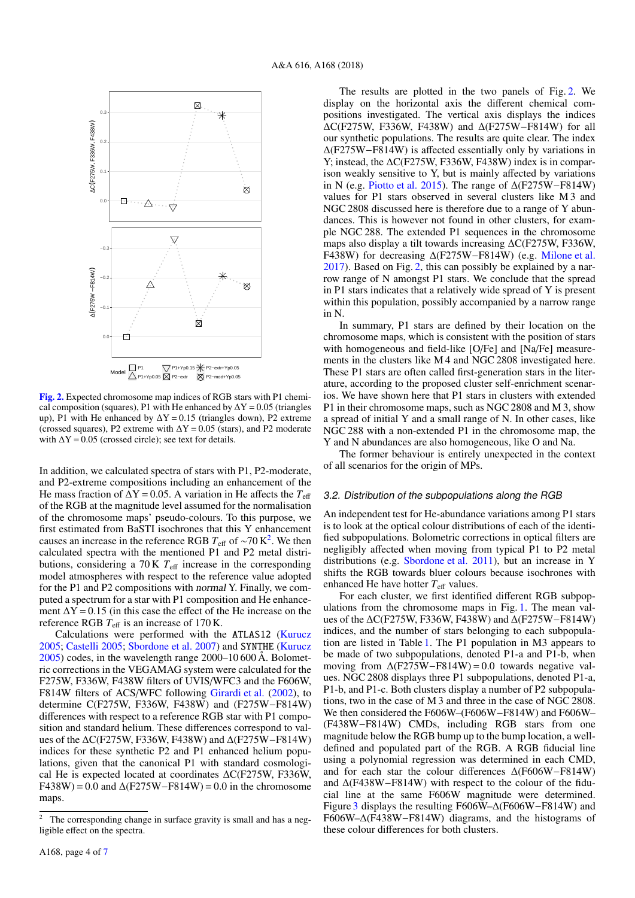**Fig. 2.** Expected chromosome map indices of RGB stars with P1 chemical composition (squares), P1 with He enhanced by $\Delta Y = 0.05$ (triangles up), P1 with He enhanced by $\Delta Y = 0.15$ (triangles down), P2 extreme (crossed squares), P2 extreme with $\Delta Y = 0.05$ (stars), and P2 moderate with $\Delta Y = 0.05$ (crossed circle); see text for details.

In addition, we calculated spectra of stars with P1, P2-moderate, and P2-extreme compositions including an enhancement of the He mass fraction of $\Delta Y = 0.05$. A variation in He affects the $T_{\rm eff}$ of the RGB at the magnitude level assumed for the normalisation of the chromosome maps' pseudo-colours. To this purpose, we first estimated from BaSTI isochrones that this Y enhancement causes an increase in the reference RGB $T_{\rm eff}$ of $\sim$70 K[2]. We then calculated spectra with the mentioned P1 and P2 metal distributions, considering a 70 K $T_{\rm eff}$ increase in the corresponding model atmospheres with respect to the reference value adopted for the P1 and P2 compositions with *normal* Y. Finally, we computed a spectrum for a star with P1 composition and He enhancement $\Delta Y = 0.15$ (in this case the effect of the He increase on the reference RGB $T_{\rm eff}$ is an increase of 170 K.

Calculations were performed with the ATLAS12 (Kurucz 2005; Castelli 2005; Sbordone et al. 2007) and SYNTHE (Kurucz 2005) codes, in the wavelength range 2000–10 600 Å. Bolometric corrections in the VEGAMAG system were calculated for the F275W, F336W, F438W filters of UVIS/WFC3 and the F606W, F814W filters of ACS/WFC following Girardi et al. (2002), to determine C(F275W, F336W, F438W) and (F275W−F814W) differences with respect to a reference RGB star with P1 composition and standard helium. These differences correspond to values of the $\Delta$C(F275W, F336W, F438W) and $\Delta$(F275W−F814W) indices for these synthetic P2 and P1 enhanced helium populations, given that the canonical P1 with standard cosmological He is expected located at coordinates $\Delta$C(F275W, F336W, F438W) = 0.0 and $\Delta$(F275W−F814W) = 0.0 in the chromosome maps.

The results are plotted in the two panels of Fig. 2. We display on the horizontal axis the different chemical compositions investigated. The vertical axis displays the indices $\Delta$C(F275W, F336W, F438W) and $\Delta$(F275W−F814W) for all our synthetic populations. The results are quite clear. The index $\Delta$(F275W−F814W) is affected essentially only by variations in Y; instead, the $\Delta$C(F275W, F336W, F438W) index is in comparison weakly sensitive to Y, but is mainly affected by variations in N (e.g. Piotto et al. 2015). The range of $\Delta$(F275W−F814W) values for P1 stars observed in several clusters like M 3 and NGC 2808 discussed here is therefore due to a range of Y abundances. This is however not found in other clusters, for example NGC 288. The extended P1 sequences in the chromosome maps also display a tilt towards increasing $\Delta$C(F275W, F336W, F438W) for decreasing $\Delta$(F275W−F814W) (e.g. Milone et al. 2017). Based on Fig. 2, this can possibly be explained by a narrow range of N amongst P1 stars. We conclude that the spread in P1 stars indicates that a relatively wide spread of Y is present within this population, possibly accompanied by a narrow range in N.

In summary, P1 stars are defined by their location on the chromosome maps, which is consistent with the position of stars with homogeneous and field-like [O/Fe] and [Na/Fe] measurements in the clusters like M 4 and NGC 2808 investigated here. These P1 stars are often called first-generation stars in the literature, according to the proposed cluster self-enrichment scenarios. We have shown here that P1 stars in clusters with extended P1 in their chromosome maps, such as NGC 2808 and M 3, show a spread of initial Y and a small range of N. In other cases, like NGC 288 with a non-extended P1 in the chromosome map, the Y and N abundances are also homogeneous, like O and Na.

The former behaviour is entirely unexpected in the context of all scenarios for the origin of MPs.

### 3.2. Distribution of the subpopulations along the RGB

An independent test for He-abundance variations among P1 stars is to look at the optical colour distributions of each of the identified subpopulations. Bolometric corrections in optical filters are negligibly affected when moving from typical P1 to P2 metal distributions (e.g. Sbordone et al. 2011), but an increase in Y shifts the RGB towards bluer colours because isochrones with enhanced He have hotter $T_{\rm eff}$ values.

For each cluster, we first identified different RGB subpopulations from the chromosome maps in Fig. 1. The mean values of the $\Delta$C(F275W, F336W, F438W) and $\Delta$(F275W−F814W) indices, and the number of stars belonging to each subpopulation are listed in Table 1. The P1 population in M3 appears to be made of two subpopulations, denoted P1-a and P1-b, when moving from $\Delta$(F275W−F814W) = 0.0 towards negative values. NGC 2808 displays three P1 subpopulations, denoted P1-a, P1-b, and P1-c. Both clusters display a number of P2 subpopulations, two in the case of M 3 and three in the case of NGC 2808. We then considered the F606W–(F606W−F814W) and F606W–(F438W−F814W) CMDs, including RGB stars from one magnitude below the RGB bump up to the bump location, a well-defined and populated part of the RGB. A RGB fiducial line using a polynomial regression was determined in each CMD, and for each star the colour differences $\Delta$(F606W−F814W) and $\Delta$(F438W−F814W) with respect to the colour of the fiducial line at the same F606W magnitude were determined. Figure 3 displays the resulting F606W–$\Delta$(F606W−F814W) and F606W–$\Delta$(F438W−F814W) diagrams, and the histograms of these colour differences for both clusters.

[2] The corresponding change in surface gravity is small and has a negligible effect on the spectra.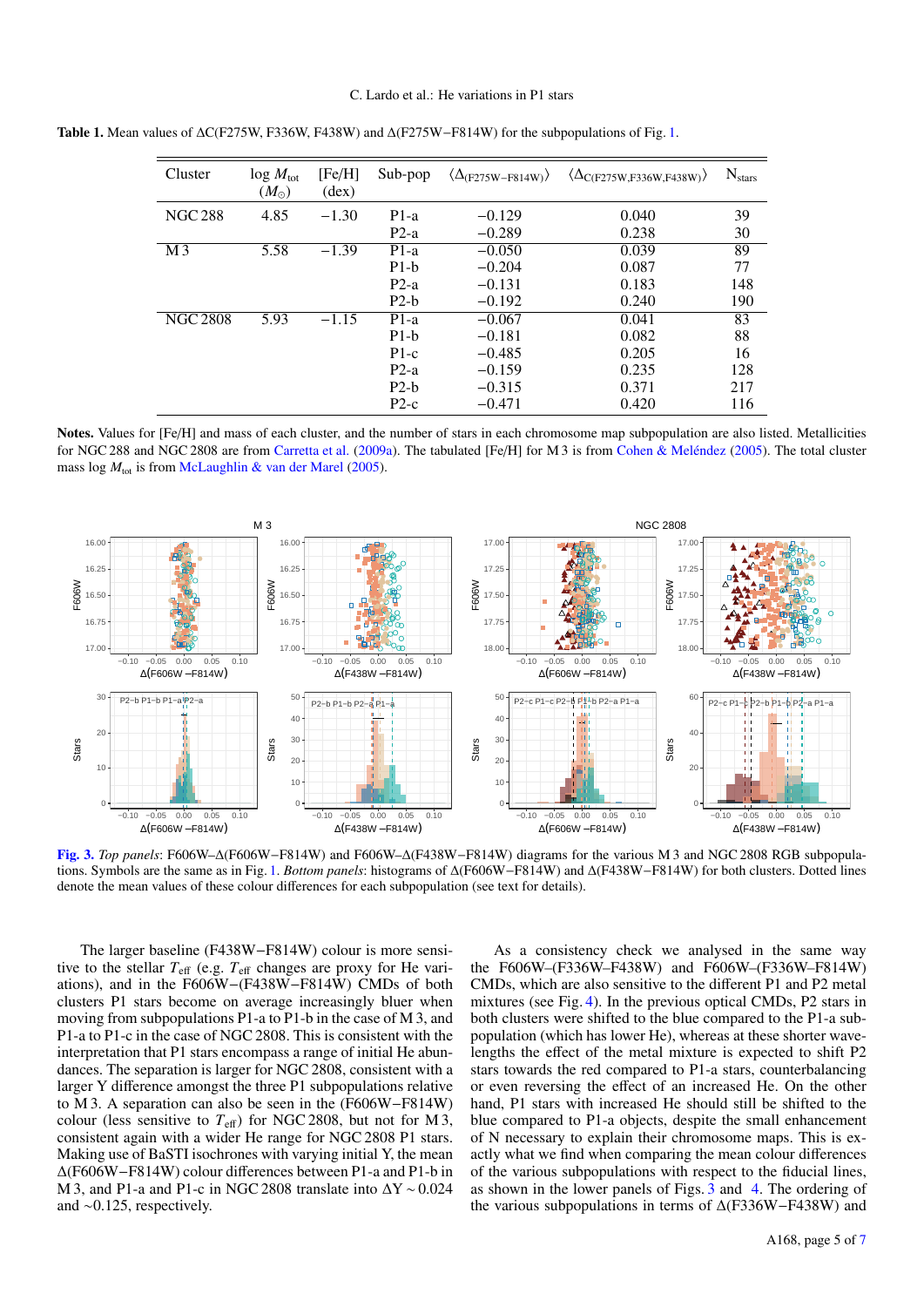**Table 1.** Mean values of ΔC(F275W, F336W, F438W) and Δ(F275W−F814W) for the subpopulations of Fig. 1.

| Cluster | log $M_{\rm tot}$ ($M_{\odot}$) | [Fe/H] (dex) | Sub-pop | $\langle\Delta_{\rm (F275W-F814W)}\rangle$ | $\langle\Delta_{\rm C(F275W,F336W,F438W)}\rangle$ | $N_{\rm stars}$ |
|---|---|---|---|---|---|---|
| NGC 288 | 4.85 | −1.30 | P1-a | −0.129 | 0.040 | 39 |
| | | | P2-a | −0.289 | 0.238 | 30 |
| M 3 | 5.58 | −1.39 | P1-a | −0.050 | 0.039 | 89 |
| | | | P1-b | −0.204 | 0.087 | 77 |
| | | | P2-a | −0.131 | 0.183 | 148 |
| | | | P2-b | −0.192 | 0.240 | 190 |
| NGC 2808 | 5.93 | −1.15 | P1-a | −0.067 | 0.041 | 83 |
| | | | P1-b | −0.181 | 0.082 | 88 |
| | | | P1-c | −0.485 | 0.205 | 16 |
| | | | P2-a | −0.159 | 0.235 | 128 |
| | | | P2-b | −0.315 | 0.371 | 217 |
| | | | P2-c | −0.471 | 0.420 | 116 |

**Notes.** Values for [Fe/H] and mass of each cluster, and the number of stars in each chromosome map subpopulation are also listed. Metallicities for NGC 288 and NGC 2808 are from Carretta et al. (2009a). The tabulated [Fe/H] for M 3 is from Cohen & Meléndez (2005). The total cluster mass log $M_{\rm tot}$ is from McLaughlin & van der Marel (2005).

**Fig. 3.** *Top panels*: F606W–Δ(F606W−F814W) and F606W–Δ(F438W−F814W) diagrams for the various M 3 and NGC 2808 RGB subpopulations. Symbols are the same as in Fig. 1. *Bottom panels*: histograms of Δ(F606W−F814W) and Δ(F438W−F814W) for both clusters. Dotted lines denote the mean values of these colour differences for each subpopulation (see text for details).

The larger baseline (F438W−F814W) colour is more sensitive to the stellar $T_{\rm eff}$ (e.g. $T_{\rm eff}$ changes are proxy for He variations), and in the F606W−(F438W−F814W) CMDs of both clusters P1 stars become on average increasingly bluer when moving from subpopulations P1-a to P1-b in the case of M 3, and P1-a to P1-c in the case of NGC 2808. This is consistent with the interpretation that P1 stars encompass a range of initial He abundances. The separation is larger for NGC 2808, consistent with a larger Y difference amongst the three P1 subpopulations relative to M 3. A separation can also be seen in the (F606W−F814W) colour (less sensitive to $T_{\rm eff}$) for NGC 2808, but not for M 3, consistent again with a wider He range for NGC 2808 P1 stars. Making use of BaSTI isochrones with varying initial Y, the mean Δ(F606W−F814W) colour differences between P1-a and P1-b in M 3, and P1-a and P1-c in NGC 2808 translate into $\Delta Y \sim 0.024$ and ~0.125, respectively.

As a consistency check we analysed in the same way the F606W–(F336W–F438W) and F606W–(F336W–F814W) CMDs, which are also sensitive to the different P1 and P2 metal mixtures (see Fig. 4). In the previous optical CMDs, P2 stars in both clusters were shifted to the blue compared to the P1-a subpopulation (which has lower He), whereas at these shorter wavelengths the effect of the metal mixture is expected to shift P2 stars towards the red compared to P1-a stars, counterbalancing or even reversing the effect of an increased He. On the other hand, P1 stars with increased He should still be shifted to the blue compared to P1-a objects, despite the small enhancement of N necessary to explain their chromosome maps. This is exactly what we find when comparing the mean colour differences of the various subpopulations with respect to the fiducial lines, as shown in the lower panels of Figs. 3 and 4. The ordering of the various subpopulations in terms of Δ(F336W−F438W) and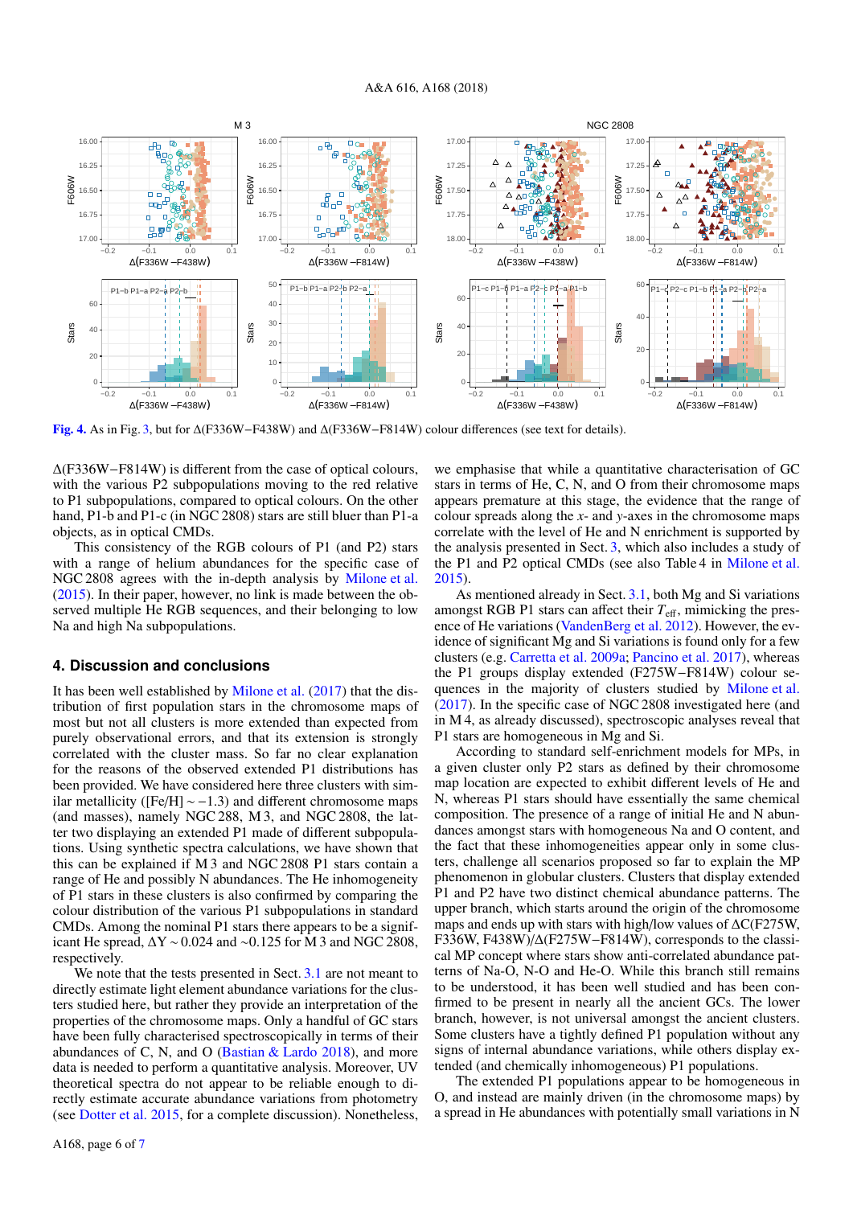Fig. 4. As in Fig. 3, but for Δ(F336W−F438W) and Δ(F336W−F814W) colour differences (see text for details).

Δ(F336W−F814W) is different from the case of optical colours, with the various P2 subpopulations moving to the red relative to P1 subpopulations, compared to optical colours. On the other hand, P1-b and P1-c (in NGC 2808) stars are still bluer than P1-a objects, as in optical CMDs.

This consistency of the RGB colours of P1 (and P2) stars with a range of helium abundances for the specific case of NGC 2808 agrees with the in-depth analysis by Milone et al. (2015). In their paper, however, no link is made between the observed multiple He RGB sequences, and their belonging to low Na and high Na subpopulations.

## 4. Discussion and conclusions

It has been well established by Milone et al. (2017) that the distribution of first population stars in the chromosome maps of most but not all clusters is more extended than expected from purely observational errors, and that its extension is strongly correlated with the cluster mass. So far no clear explanation for the reasons of the observed extended P1 distributions has been provided. We have considered here three clusters with similar metallicity ([Fe/H] $\sim -1.3$) and different chromosome maps (and masses), namely NGC 288, M 3, and NGC 2808, the latter two displaying an extended P1 made of different subpopulations. Using synthetic spectra calculations, we have shown that this can be explained if M 3 and NGC 2808 P1 stars contain a range of He and possibly N abundances. The He inhomogeneity of P1 stars in these clusters is also confirmed by comparing the colour distribution of the various P1 subpopulations in standard CMDs. Among the nominal P1 stars there appears to be a significant He spread, $\Delta Y \sim 0.024$ and $\sim 0.125$ for M 3 and NGC 2808, respectively.

We note that the tests presented in Sect. 3.1 are not meant to directly estimate light element abundance variations for the clusters studied here, but rather they provide an interpretation of the properties of the chromosome maps. Only a handful of GC stars have been fully characterised spectroscopically in terms of their abundances of C, N, and O (Bastian & Lardo 2018), and more data is needed to perform a quantitative analysis. Moreover, UV theoretical spectra do not appear to be reliable enough to directly estimate accurate abundance variations from photometry (see Dotter et al. 2015, for a complete discussion). Nonetheless, we emphasise that while a quantitative characterisation of GC stars in terms of He, C, N, and O from their chromosome maps appears premature at this stage, the evidence that the range of colour spreads along the *x*- and *y*-axes in the chromosome maps correlate with the level of He and N enrichment is supported by the analysis presented in Sect. 3, which also includes a study of the P1 and P2 optical CMDs (see also Table 4 in Milone et al. 2015).

As mentioned already in Sect. 3.1, both Mg and Si variations amongst RGB P1 stars can affect their $T_{\rm eff}$, mimicking the presence of He variations (VandenBerg et al. 2012). However, the evidence of significant Mg and Si variations is found only for a few clusters (e.g. Carretta et al. 2009a; Pancino et al. 2017), whereas the P1 groups display extended (F275W−F814W) colour sequences in the majority of clusters studied by Milone et al. (2017). In the specific case of NGC 2808 investigated here (and in M 4, as already discussed), spectroscopic analyses reveal that P1 stars are homogeneous in Mg and Si.

According to standard self-enrichment models for MPs, in a given cluster only P2 stars as defined by their chromosome map location are expected to exhibit different levels of He and N, whereas P1 stars should have essentially the same chemical composition. The presence of a range of initial He and N abundances amongst stars with homogeneous Na and O content, and the fact that these inhomogeneities appear only in some clusters, challenge all scenarios proposed so far to explain the MP phenomenon in globular clusters. Clusters that display extended P1 and P2 have two distinct chemical abundance patterns. The upper branch, which starts around the origin of the chromosome maps and ends up with stars with high/low values of ΔC(F275W, F336W, F438W)/Δ(F275W−F814W), corresponds to the classical MP concept where stars show anti-correlated abundance patterns of Na-O, N-O and He-O. While this branch still remains to be understood, it has been well studied and has been confirmed to be present in nearly all the ancient GCs. The lower branch, however, is not universal amongst the ancient clusters. Some clusters have a tightly defined P1 population without any signs of internal abundance variations, while others display extended (and chemically inhomogeneous) P1 populations.

The extended P1 populations appear to be homogeneous in O, and instead are mainly driven (in the chromosome maps) by a spread in He abundances with potentially small variations in N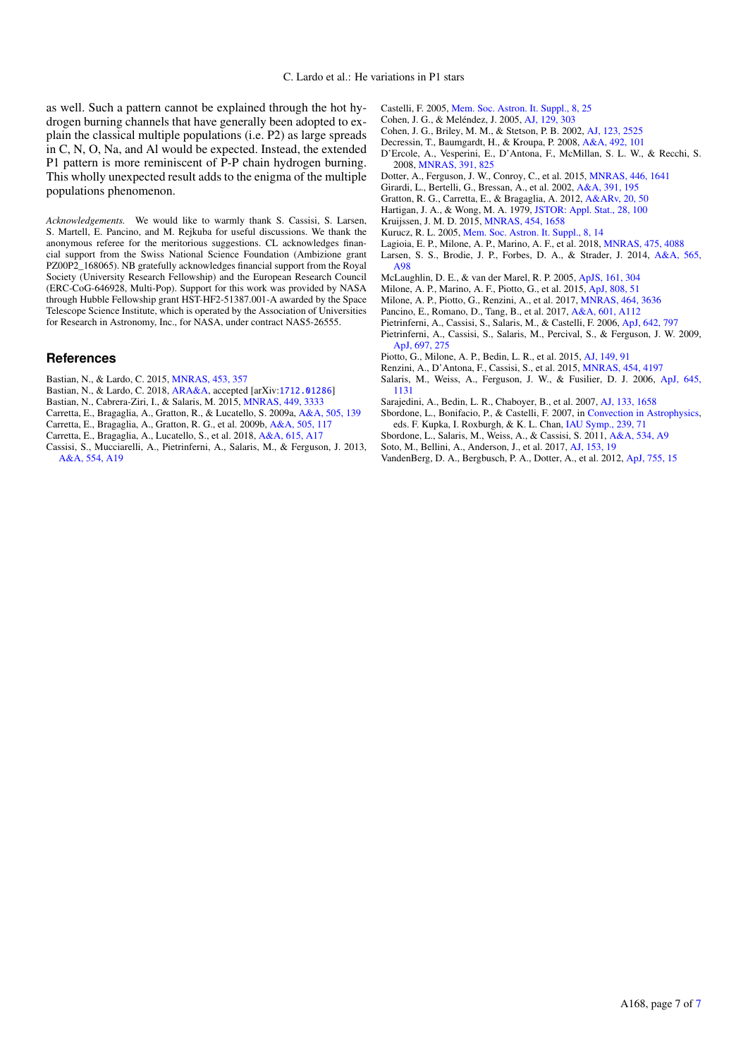as well. Such a pattern cannot be explained through the hot hydrogen burning channels that have generally been adopted to explain the classical multiple populations (i.e. P2) as large spreads in C, N, O, Na, and Al would be expected. Instead, the extended P1 pattern is more reminiscent of P-P chain hydrogen burning. This wholly unexpected result adds to the enigma of the multiple populations phenomenon.

*Acknowledgements.* We would like to warmly thank S. Cassisi, S. Larsen, S. Martell, E. Pancino, and M. Rejkuba for useful discussions. We thank the anonymous referee for the meritorious suggestions. CL acknowledges financial support from the Swiss National Science Foundation (Ambizione grant PZ00P2_168065). NB gratefully acknowledges financial support from the Royal Society (University Research Fellowship) and the European Research Council (ERC-CoG-646928, Multi-Pop). Support for this work was provided by NASA through Hubble Fellowship grant HST-HF2-51387.001-A awarded by the Space Telescope Science Institute, which is operated by the Association of Universities for Research in Astronomy, Inc., for NASA, under contract NAS5-26555.

## References

Bastian, N., & Lardo, C. 2015, MNRAS, 453, 357  
Bastian, N., & Lardo, C. 2018, ARA&A, accepted [arXiv:1712.01286]  
Bastian, N., Cabrera-Ziri, I., & Salaris, M. 2015, MNRAS, 449, 3333  
Carretta, E., Bragaglia, A., Gratton, R., & Lucatello, S. 2009a, A&A, 505, 139  
Carretta, E., Bragaglia, A., Gratton, R. G., et al. 2009b, A&A, 505, 117  
Carretta, E., Bragaglia, A., Lucatello, S., et al. 2018, A&A, 615, A17  
Cassisi, S., Mucciarelli, A., Pietrinferni, A., Salaris, M., & Ferguson, J. 2013, A&A, 554, A19  
Castelli, F. 2005, Mem. Soc. Astron. It. Suppl., 8, 25  
Cohen, J. G., & Meléndez, J. 2005, AJ, 129, 303  
Cohen, J. G., Briley, M. M., & Stetson, P. B. 2002, AJ, 123, 2525  
Decressin, T., Baumgardt, H., & Kroupa, P. 2008, A&A, 492, 101  
D'Ercole, A., Vesperini, E., D'Antona, F., McMillan, S. L. W., & Recchi, S. 2008, MNRAS, 391, 825  
Dotter, A., Ferguson, J. W., Conroy, C., et al. 2015, MNRAS, 446, 1641  
Girardi, L., Bertelli, G., Bressan, A., et al. 2002, A&A, 391, 195  
Gratton, R. G., Carretta, E., & Bragaglia, A. 2012, A&ARv, 20, 50  
Hartigan, J. A., & Wong, M. A. 1979, JSTOR: Appl. Stat., 28, 100  
Kruijssen, J. M. D. 2015, MNRAS, 454, 1658  
Kurucz, R. L. 2005, Mem. Soc. Astron. It. Suppl., 8, 14  
Lagioia, E. P., Milone, A. P., Marino, A. F., et al. 2018, MNRAS, 475, 4088  
Larsen, S. S., Brodie, J. P., Forbes, D. A., & Strader, J. 2014, A&A, 565, A98  
McLaughlin, D. E., & van der Marel, R. P. 2005, ApJS, 161, 304  
Milone, A. P., Marino, A. F., Piotto, G., et al. 2015, ApJ, 808, 51  
Milone, A. P., Piotto, G., Renzini, A., et al. 2017, MNRAS, 464, 3636  
Pancino, E., Romano, D., Tang, B., et al. 2017, A&A, 601, A112  
Pietrinferni, A., Cassisi, S., Salaris, M., & Castelli, F. 2006, ApJ, 642, 797  
Pietrinferni, A., Cassisi, S., Salaris, M., Percival, S., & Ferguson, J. W. 2009, ApJ, 697, 275  
Piotto, G., Milone, A. P., Bedin, L. R., et al. 2015, AJ, 149, 91  
Renzini, A., D'Antona, F., Cassisi, S., et al. 2015, MNRAS, 454, 4197  
Salaris, M., Weiss, A., Ferguson, J. W., & Fusilier, D. J. 2006, ApJ, 645, 1131  
Sarajedini, A., Bedin, L. R., Chaboyer, B., et al. 2007, AJ, 133, 1658  
Sbordone, L., Bonifacio, P., & Castelli, F. 2007, in Convection in Astrophysics, eds. F. Kupka, I. Roxburgh, & K. L. Chan, IAU Symp., 239, 71  
Sbordone, L., Salaris, M., Weiss, A., & Cassisi, S. 2011, A&A, 534, A9  
Soto, M., Bellini, A., Anderson, J., et al. 2017, AJ, 153, 19  
VandenBerg, D. A., Bergbusch, P. A., Dotter, A., et al. 2012, ApJ, 755, 15